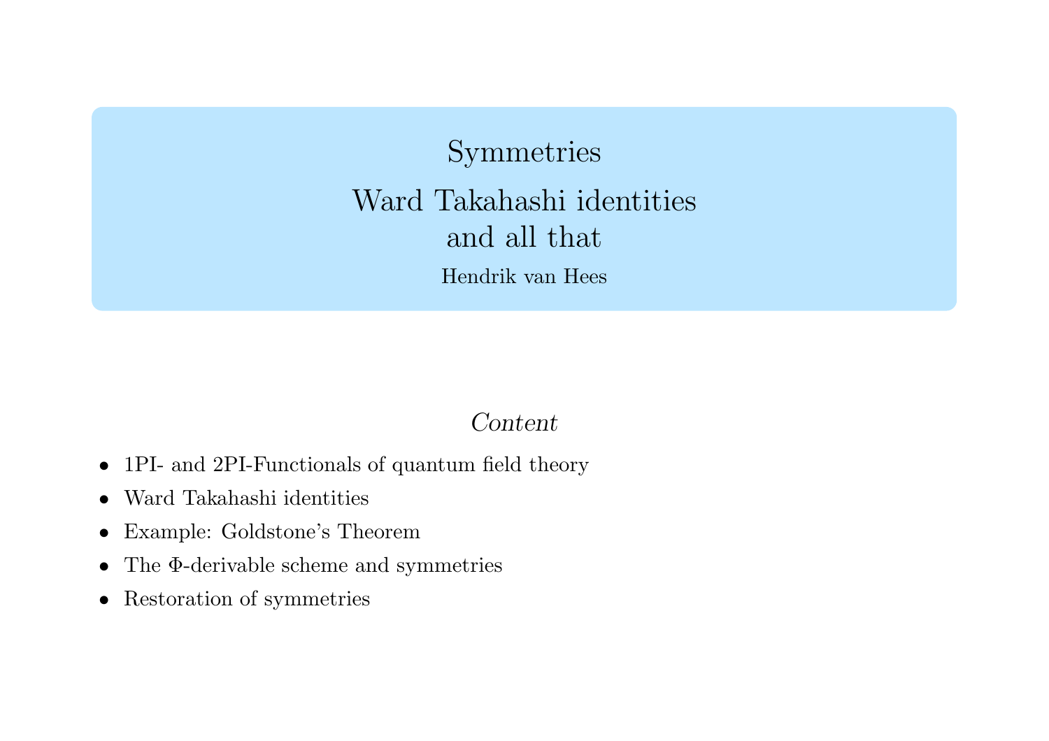# Symmetries

## Ward Takahashi identities and all that

Hendrik van Hees

*Content*

- 1PI- and 2PI-Functionals of quantum field theory
- Ward Takahashi identities
- Example: Goldstone's Theorem
- The $\Phi$-derivable scheme and symmetries
- Restoration of symmetries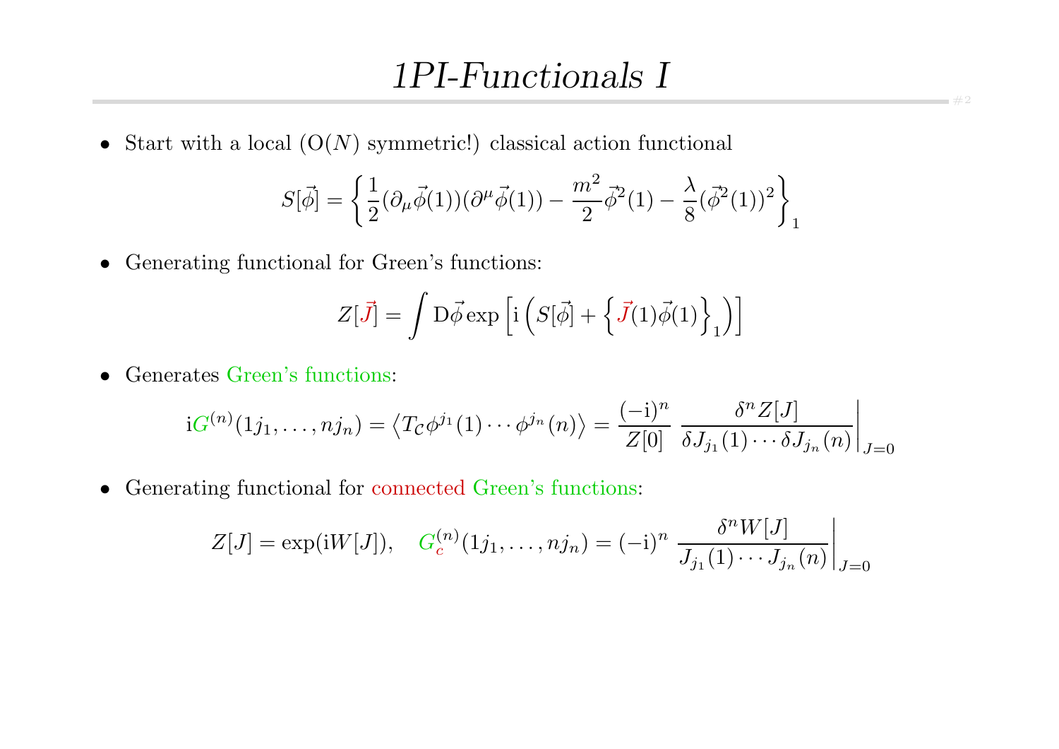# 1PI-Functionals I

- Start with a local (O($N$) symmetric!) classical action functional

$$S[\vec{\phi}] = \left\{ \frac{1}{2}(\partial_\mu \vec{\phi}(1))(\partial^\mu \vec{\phi}(1)) - \frac{m^2}{2}\vec{\phi}^2(1) - \frac{\lambda}{8}(\vec{\phi}^2(1))^2 \right\}_1$$

- Generating functional for Green's functions:

$$Z[\vec{J}] = \int \mathrm{D}\vec{\phi} \exp\left[\mathrm{i}\left(S[\vec{\phi}] + \left\{\vec{J}(1)\vec{\phi}(1)\right\}_1\right)\right]$$

- Generates Green's functions:

$$\mathrm{i}G^{(n)}(1j_1, \ldots, nj_n) = \left\langle T_{\mathcal{C}} \phi^{j_1}(1) \cdots \phi^{j_n}(n) \right\rangle = \frac{(-\mathrm{i})^n}{Z[0]} \left. \frac{\delta^n Z[J]}{\delta J_{j_1}(1) \cdots \delta J_{j_n}(n)} \right|_{J=0}$$

- Generating functional for connected Green's functions:

$$Z[J] = \exp(\mathrm{i}W[J]), \quad G_c^{(n)}(1j_1, \ldots, nj_n) = (-\mathrm{i})^n \left. \frac{\delta^n W[J]}{J_{j_1}(1) \cdots J_{j_n}(n)} \right|_{J=0}$$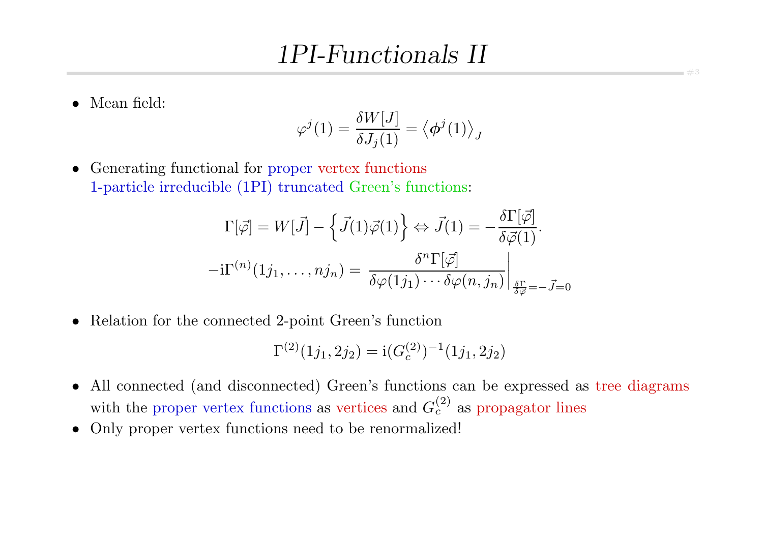# *1PI-Functionals II*

- Mean field:

$$\varphi^j(1) = \frac{\delta W[J]}{\delta J_j(1)} = \left\langle \phi^j(1) \right\rangle_J$$

- Generating functional for proper vertex functions
  1-particle irreducible (1PI) truncated Green's functions:

$$\Gamma[\vec{\varphi}] = W[\vec{J}] - \left\{ \vec{J}(1)\vec{\varphi}(1) \right\} \Leftrightarrow \vec{J}(1) = -\frac{\delta \Gamma[\vec{\varphi}]}{\delta \vec{\varphi}(1)}.$$

$$-\mathrm{i}\Gamma^{(n)}(1j_1, \ldots, nj_n) = \left. \frac{\delta^n \Gamma[\vec{\varphi}]}{\delta \varphi(1j_1) \cdots \delta \varphi(n, j_n)} \right|_{\frac{\delta \Gamma}{\delta \vec{\varphi}} = -\vec{J} = 0}$$

- Relation for the connected 2-point Green's function

$$\Gamma^{(2)}(1j_1, 2j_2) = \mathrm{i}(G_c^{(2)})^{-1}(1j_1, 2j_2)$$

- All connected (and disconnected) Green's functions can be expressed as tree diagrams with the proper vertex functions as vertices and $G_c^{(2)}$ as propagator lines
- Only proper vertex functions need to be renormalized!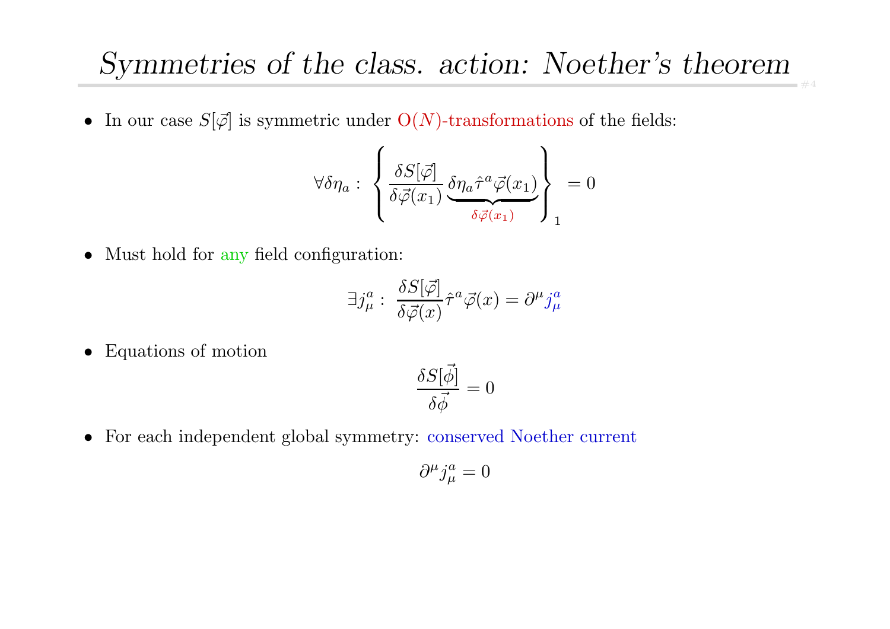# *Symmetries of the class. action: Noether's theorem*

- In our case $S[\vec{\varphi}]$ is symmetric under O($N$)-transformations of the fields:

$$\forall \delta\eta_a : \left\{ \frac{\delta S[\vec{\varphi}]}{\delta \vec{\varphi}(x_1)} \underbrace{\delta\eta_a \hat{\tau}^a \vec{\varphi}(x_1)}_{\delta\vec{\varphi}(x_1)} \right\}_1 = 0$$

- Must hold for any field configuration:

$$\exists j^a_\mu : \frac{\delta S[\vec{\varphi}]}{\delta \vec{\varphi}(x)} \hat{\tau}^a \vec{\varphi}(x) = \partial^\mu j^a_\mu$$

- Equations of motion

$$\frac{\delta S[\vec{\phi}]}{\delta \vec{\phi}} = 0$$

- For each independent global symmetry: conserved Noether current

$$\partial^\mu j^a_\mu = 0$$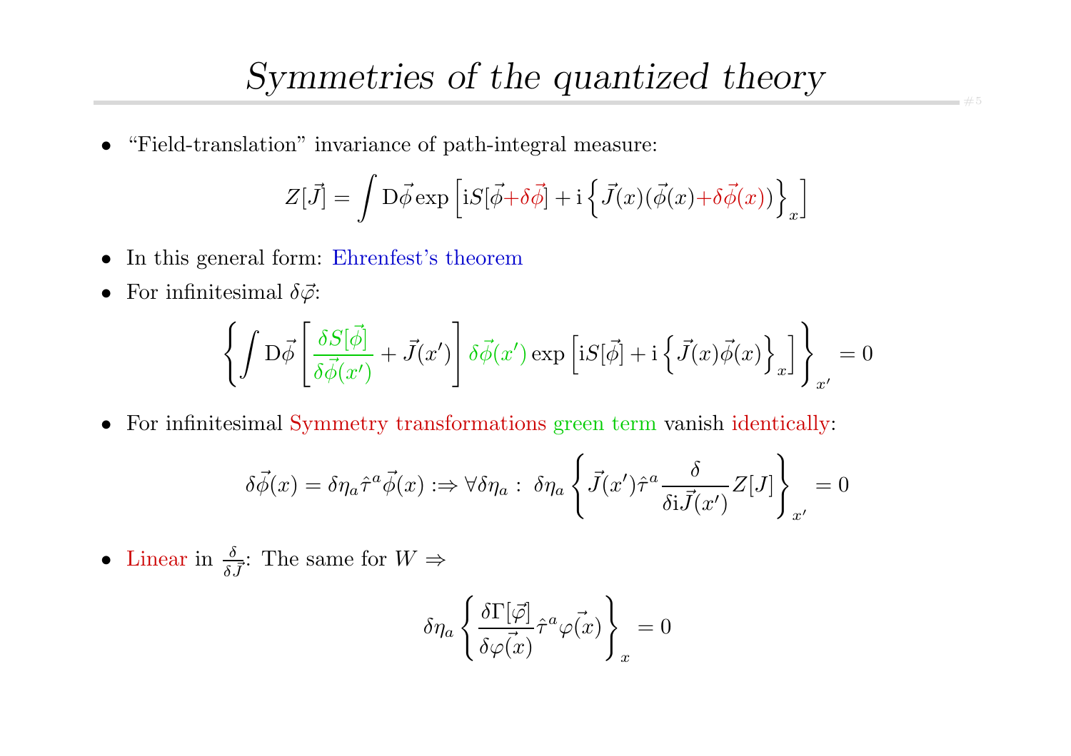# *Symmetries of the quantized theory*

- "Field-translation" invariance of path-integral measure:

$$Z[\vec{J}] = \int \mathrm{D}\vec{\phi} \exp\left[\mathrm{i}S[\vec{\phi}+\delta\vec{\phi}] + \mathrm{i}\left\{\vec{J}(x)(\vec{\phi}(x)+\delta\vec{\phi}(x))\right\}_x\right]$$

- In this general form: Ehrenfest's theorem
- For infinitesimal $\delta\vec{\varphi}$:

$$\left\{\int \mathrm{D}\vec{\phi}\left[\frac{\delta S[\vec{\phi}]}{\delta\vec{\phi}(x')} + \vec{J}(x')\right]\delta\vec{\phi}(x') \exp\left[\mathrm{i}S[\vec{\phi}] + \mathrm{i}\left\{\vec{J}(x)\vec{\phi}(x)\right\}_x\right]\right\}_{x'} = 0$$

- For infinitesimal Symmetry transformations green term vanish identically:

$$\delta\vec{\phi}(x) = \delta\eta_a \hat{\tau}^a \vec{\phi}(x) :\Rightarrow \forall \delta\eta_a : \ \delta\eta_a \left\{\vec{J}(x')\hat{\tau}^a \frac{\delta}{\delta \mathrm{i}\vec{J}(x')} Z[J]\right\}_{x'} = 0$$

- Linear in $\frac{\delta}{\delta\vec{J}}$: The same for $W \Rightarrow$

$$\delta\eta_a \left\{\frac{\delta\Gamma[\vec{\varphi}]}{\delta\vec{\varphi(x)}}\hat{\tau}^a \vec{\varphi(x)}\right\}_x = 0$$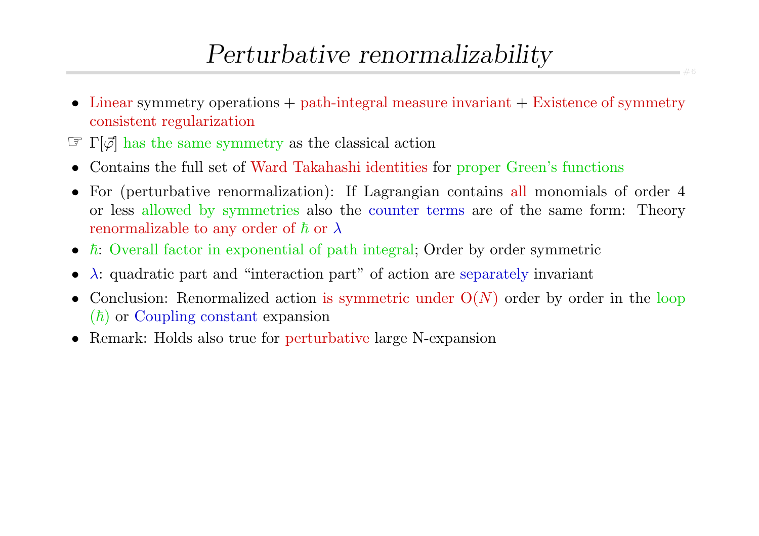# *Perturbative renormalizability*

- Linear symmetry operations + path-integral measure invariant + Existence of symmetry consistent regularization

☞ $\Gamma[\vec{\varphi}]$ has the same symmetry as the classical action

- Contains the full set of Ward Takahashi identities for proper Green's functions
- For (perturbative renormalization): If Lagrangian contains all monomials of order 4 or less allowed by symmetries also the counter terms are of the same form: Theory renormalizable to any order of $\hbar$ or $\lambda$
- $\hbar$: Overall factor in exponential of path integral; Order by order symmetric
- $\lambda$: quadratic part and "interaction part" of action are separately invariant
- Conclusion: Renormalized action is symmetric under $\mathrm{O}(N)$ order by order in the loop ($\hbar$) or Coupling constant expansion
- Remark: Holds also true for perturbative large N-expansion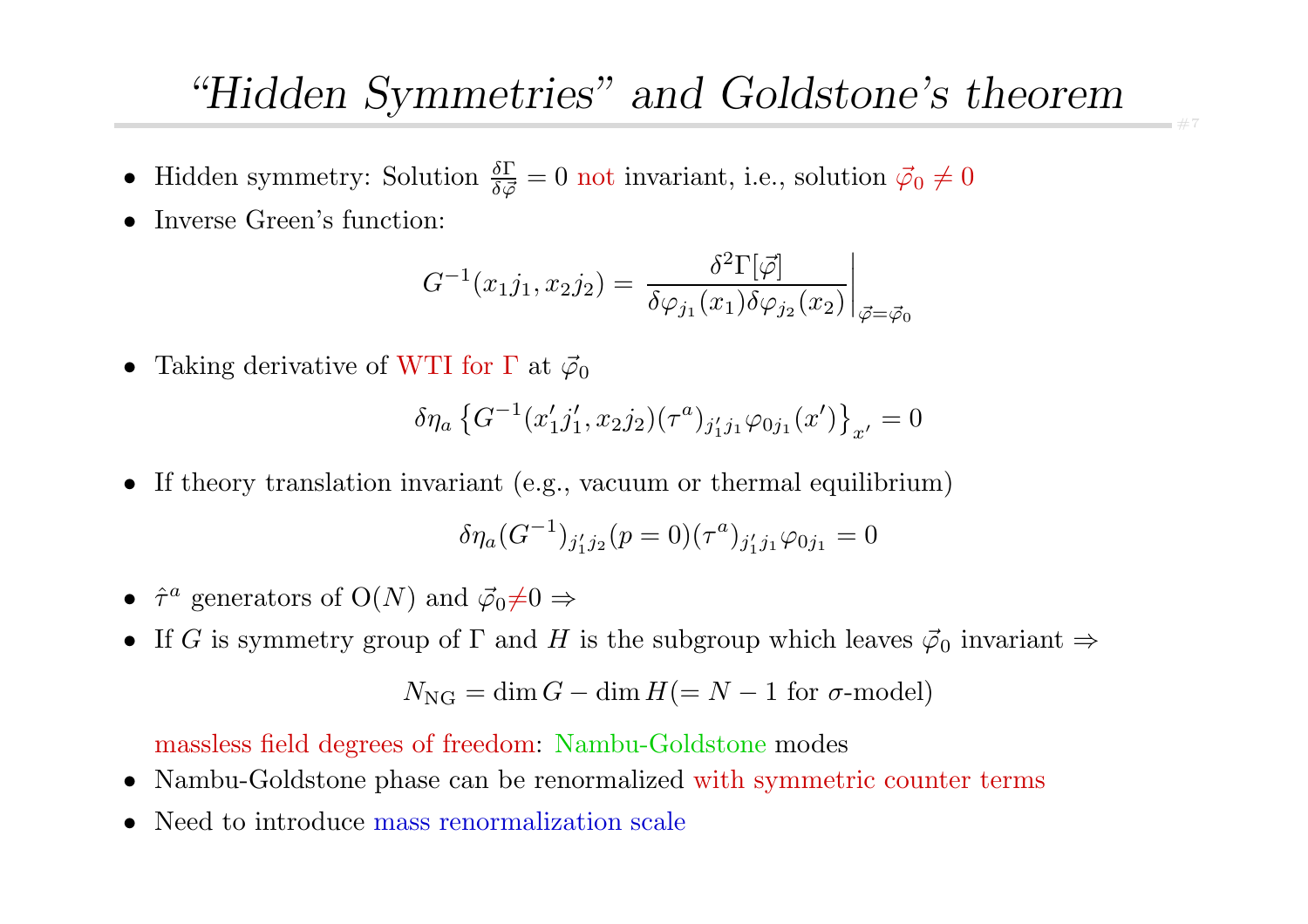# "Hidden Symmetries" and Goldstone's theorem

- Hidden symmetry: Solution $\frac{\delta \Gamma}{\delta \vec{\varphi}} = 0$ not invariant, i.e., solution $\vec{\varphi}_0 \neq 0$
- Inverse Green's function:

$$G^{-1}(x_1 j_1, x_2 j_2) = \left. \frac{\delta^2 \Gamma[\vec{\varphi}]}{\delta \varphi_{j_1}(x_1) \delta \varphi_{j_2}(x_2)} \right|_{\vec{\varphi}=\vec{\varphi}_0}$$

- Taking derivative of WTI for $\Gamma$ at $\vec{\varphi}_0$

$$\delta \eta_a \left\{ G^{-1}(x_1' j_1', x_2 j_2)(\tau^a)_{j_1' j_1} \varphi_{0 j_1}(x') \right\}_{x'} = 0$$

- If theory translation invariant (e.g., vacuum or thermal equilibrium)

$$\delta \eta_a (G^{-1})_{j_1' j_2}(p = 0)(\tau^a)_{j_1' j_1} \varphi_{0 j_1} = 0$$

- $\hat{\tau}^a$ generators of $\mathrm{O}(N)$ and $\vec{\varphi}_0 \neq 0 \Rightarrow$
- If $G$ is symmetry group of $\Gamma$ and $H$ is the subgroup which leaves $\vec{\varphi}_0$ invariant $\Rightarrow$

$$N_{\mathrm{NG}} = \dim G - \dim H (= N - 1 \text{ for } \sigma\text{-model})$$

  massless field degrees of freedom: Nambu-Goldstone modes
- Nambu-Goldstone phase can be renormalized with symmetric counter terms
- Need to introduce mass renormalization scale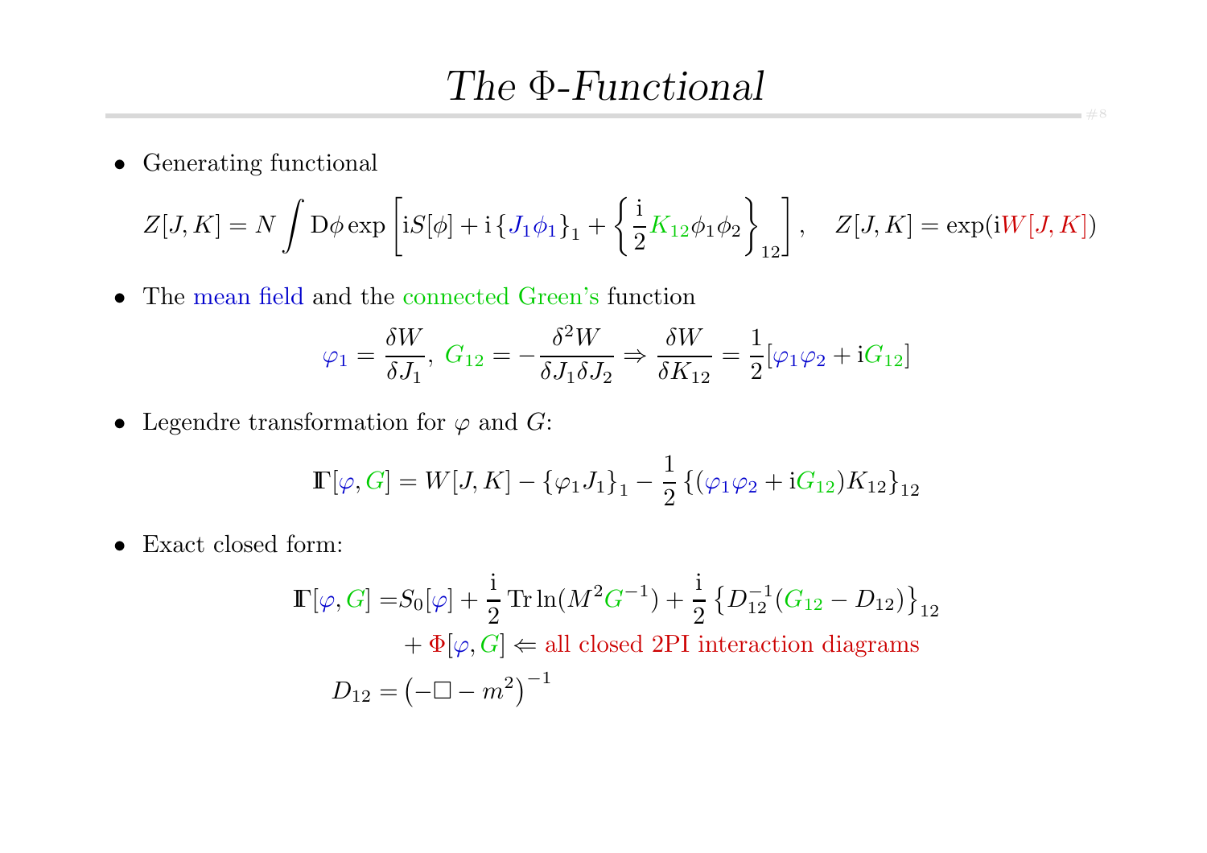# *The Φ-Functional*

- Generating functional

$$Z[J,K] = N \int \mathrm{D}\phi \exp\left[ \mathrm{i}S[\phi] + \mathrm{i}\left\{J_1\phi_1\right\}_1 + \left\{\frac{\mathrm{i}}{2}K_{12}\phi_1\phi_2\right\}_{12}\right], \quad Z[J,K] = \exp(\mathrm{i}W[J,K])$$

- The mean field and the connected Green's function

$$\varphi_1 = \frac{\delta W}{\delta J_1},\ G_{12} = -\frac{\delta^2 W}{\delta J_1 \delta J_2} \Rightarrow \frac{\delta W}{\delta K_{12}} = \frac{1}{2}[\varphi_1\varphi_2 + \mathrm{i}G_{12}]$$

- Legendre transformation for $\varphi$ and $G$:

$$\Gamma[\varphi, G] = W[J,K] - \left\{\varphi_1 J_1\right\}_1 - \frac{1}{2}\left\{(\varphi_1\varphi_2 + \mathrm{i}G_{12})K_{12}\right\}_{12}$$

- Exact closed form:

$$\begin{aligned}\Gamma[\varphi, G] =& S_0[\varphi] + \frac{\mathrm{i}}{2}\operatorname{Tr}\ln(M^2 G^{-1}) + \frac{\mathrm{i}}{2}\left\{D_{12}^{-1}(G_{12} - D_{12})\right\}_{12} \\ &+ \Phi[\varphi, G] \Leftarrow \text{all closed 2PI interaction diagrams}\end{aligned}$$

$$D_{12} = \left(-\Box - m^2\right)^{-1}$$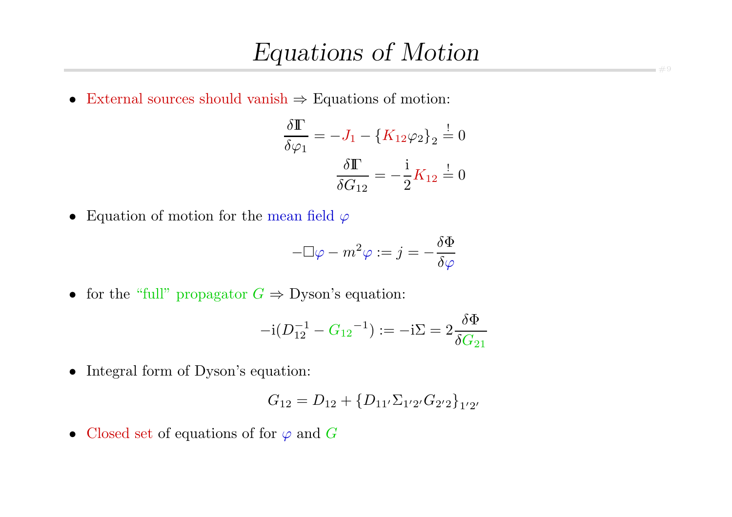# Equations of Motion

- External sources should vanish ⇒ Equations of motion:

$$\frac{\delta \Gamma}{\delta \varphi_1} = -J_1 - \{K_{12}\varphi_2\}_2 \stackrel{!}{=} 0$$

$$\frac{\delta \Gamma}{\delta G_{12}} = -\frac{\mathrm{i}}{2} K_{12} \stackrel{!}{=} 0$$

- Equation of motion for the mean field $\varphi$

$$-\Box\varphi - m^2\varphi := j = -\frac{\delta \Phi}{\delta \varphi}$$

- for the "full" propagator $G$ ⇒ Dyson's equation:

$$-\mathrm{i}(D_{12}^{-1} - {G_{12}}^{-1}) := -\mathrm{i}\Sigma = 2\frac{\delta \Phi}{\delta G_{21}}$$

- Integral form of Dyson's equation:

$$G_{12} = D_{12} + \{D_{11'}\Sigma_{1'2'}G_{2'2}\}_{1'2'}$$

- Closed set of equations of for $\varphi$ and $G$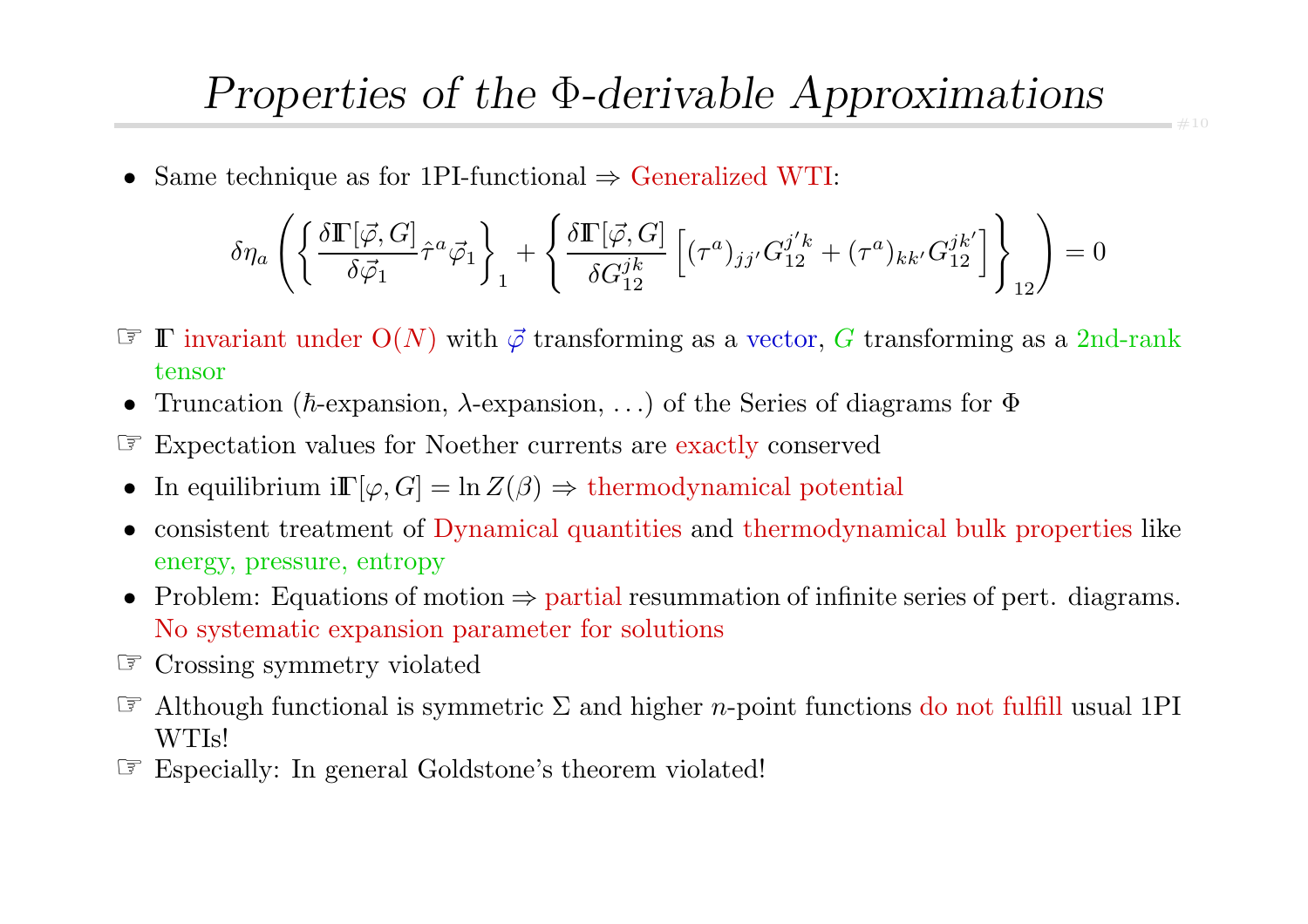# *Properties of the Φ-derivable Approximations*

- Same technique as for 1PI-functional ⇒ Generalized WTI:

$$\delta\eta_a \left( \left\{ \frac{\delta \mathbb{\Gamma}[\vec{\varphi}, G]}{\delta \vec{\varphi}_1} \hat{\tau}^a \vec{\varphi}_1 \right\}_1 + \left\{ \frac{\delta \mathbb{\Gamma}[\vec{\varphi}, G]}{\delta G_{12}^{jk}} \left[ (\tau^a)_{jj'} G_{12}^{j'k} + (\tau^a)_{kk'} G_{12}^{jk'} \right] \right\}_{12} \right) = 0$$

☞ $\mathbb{\Gamma}$ invariant under $O(N)$ with $\vec{\varphi}$ transforming as a vector, $G$ transforming as a 2nd-rank tensor

- Truncation ($\hbar$-expansion, $\lambda$-expansion, ...) of the Series of diagrams for $\Phi$

☞ Expectation values for Noether currents are exactly conserved

- In equilibrium $\mathrm{i}\mathbb{\Gamma}[\varphi, G] = \ln Z(\beta)$ ⇒ thermodynamical potential
- consistent treatment of Dynamical quantities and thermodynamical bulk properties like energy, pressure, entropy
- Problem: Equations of motion ⇒ partial resummation of infinite series of pert. diagrams. No systematic expansion parameter for solutions

☞ Crossing symmetry violated

☞ Although functional is symmetric $\Sigma$ and higher $n$-point functions do not fulfill usual 1PI WTIs!

☞ Especially: In general Goldstone's theorem violated!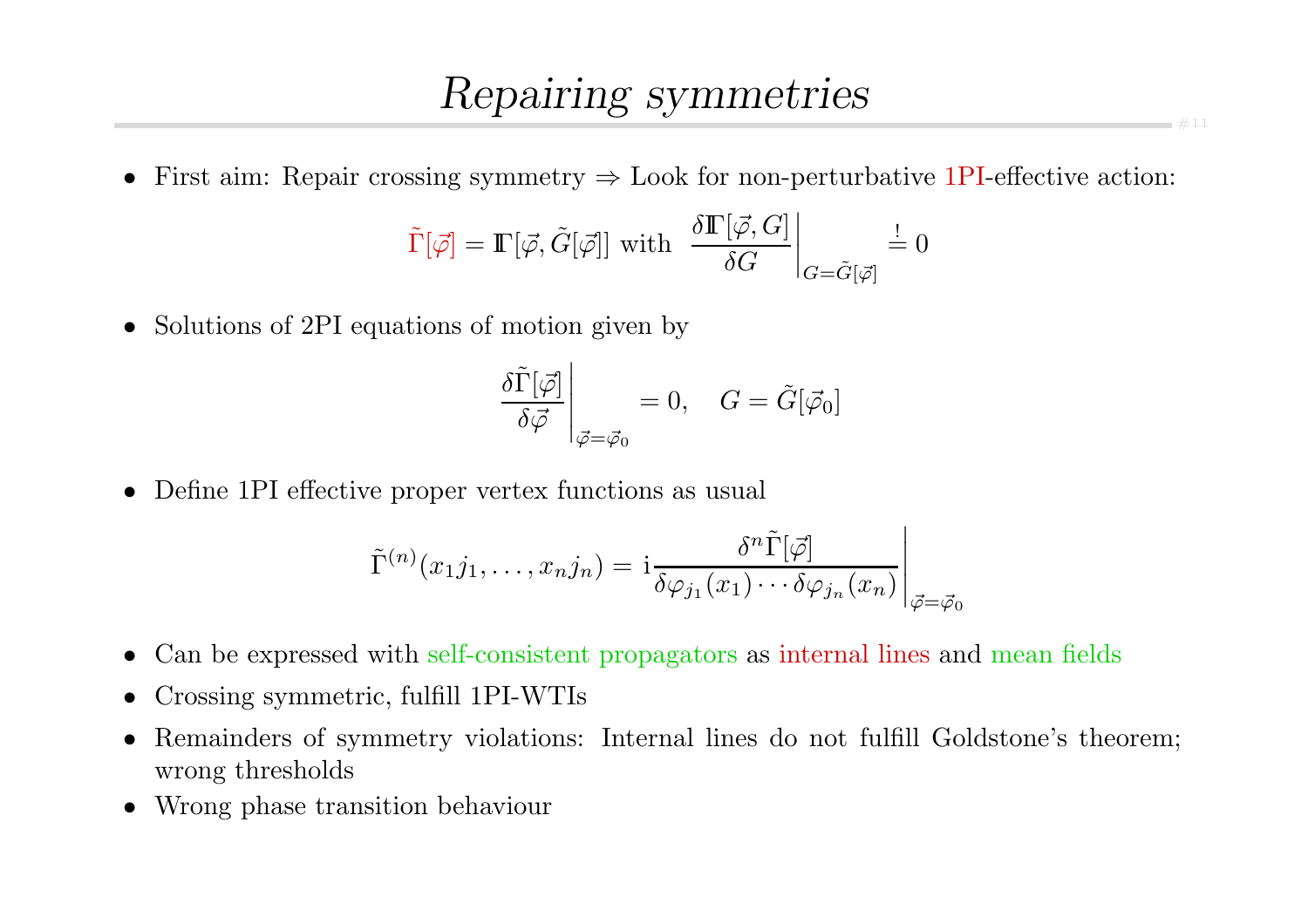# Repairing symmetries

- First aim: Repair crossing symmetry $\Rightarrow$ Look for non-perturbative 1PI-effective action:

$$\tilde{\Gamma}[\vec{\varphi}] = \mathbb{\Gamma}[\vec{\varphi}, \tilde{G}[\vec{\varphi}]] \text{ with } \left.\frac{\delta \mathbb{\Gamma}[\vec{\varphi}, G]}{\delta G}\right|_{G=\tilde{G}[\vec{\varphi}]} \stackrel{!}{=} 0$$

- Solutions of 2PI equations of motion given by

$$\left.\frac{\delta \tilde{\Gamma}[\vec{\varphi}]}{\delta \vec{\varphi}}\right|_{\vec{\varphi}=\vec{\varphi}_0} = 0, \quad G = \tilde{G}[\vec{\varphi}_0]$$

- Define 1PI effective proper vertex functions as usual

$$\tilde{\Gamma}^{(n)}(x_1 j_1, \ldots, x_n j_n) = \mathrm{i} \left.\frac{\delta^n \tilde{\Gamma}[\vec{\varphi}]}{\delta \varphi_{j_1}(x_1) \cdots \delta \varphi_{j_n}(x_n)}\right|_{\vec{\varphi}=\vec{\varphi}_0}$$

- Can be expressed with self-consistent propagators as internal lines and mean fields
- Crossing symmetric, fulfill 1PI-WTIs
- Remainders of symmetry violations: Internal lines do not fulfill Goldstone's theorem; wrong thresholds
- Wrong phase transition behaviour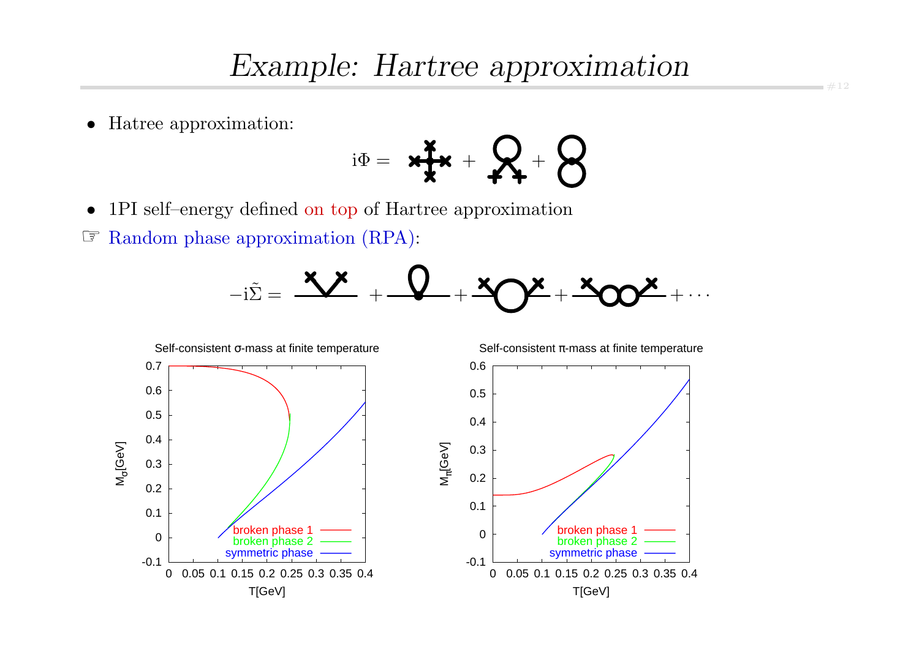# *Example: Hartree approximation*

- Hatree approximation:

$$i\Phi = \text{[diagram]} + \text{[diagram]} + \text{[diagram]}$$

- 1PI self–energy defined on top of Hartree approximation

☞ Random phase approximation (RPA):

$$-i\tilde{\Sigma} = \text{[diagram]} + \text{[diagram]} + \text{[diagram]} + \text{[diagram]} + \cdots$$

Self-consistent σ-mass at finite temperature

Self-consistent π-mass at finite temperature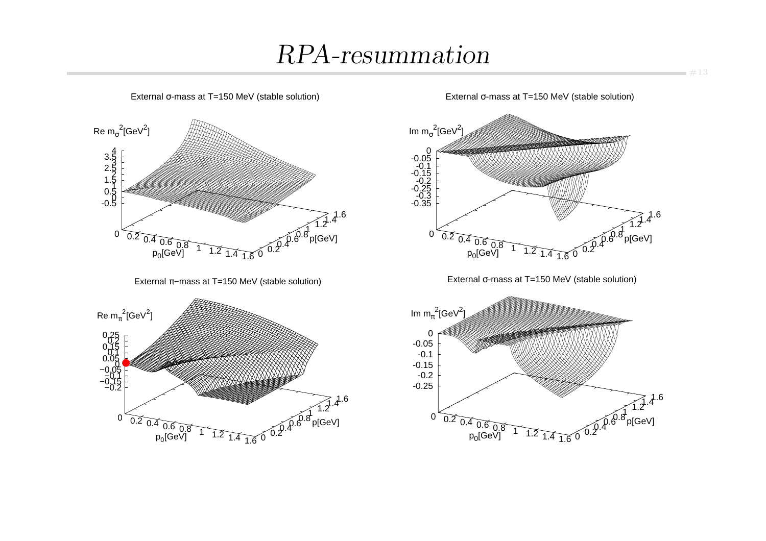# *RPA-resummation*

External σ-mass at T=150 MeV (stable solution)

External σ-mass at T=150 MeV (stable solution)

External π−mass at T=150 MeV (stable solution)

External σ-mass at T=150 MeV (stable solution)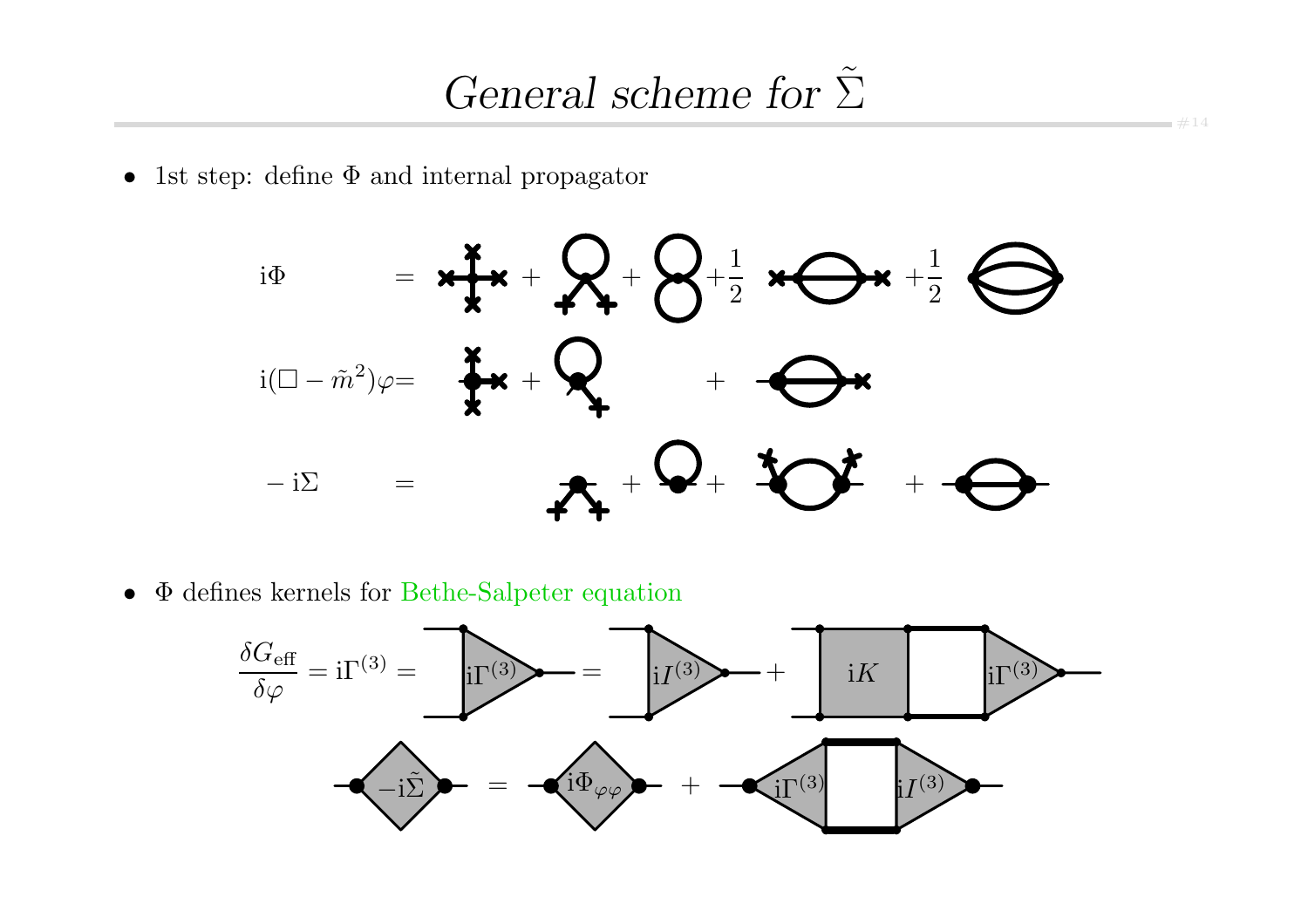# *General scheme for* $\tilde{\Sigma}$

- 1st step: define $\Phi$ and internal propagator

$$\mathrm{i}\Phi = \quad + \quad + \quad + \frac{1}{2} \quad + \frac{1}{2}$$

$$\mathrm{i}(\Box - \tilde{m}^2)\varphi = \quad + \quad + $$

$$-\mathrm{i}\Sigma = \quad + \quad + \quad + $$

- $\Phi$ defines kernels for Bethe-Salpeter equation

$$\frac{\delta G_{\text{eff}}}{\delta \varphi} = \mathrm{i}\Gamma^{(3)} = \mathrm{i}\Gamma^{(3)} = \mathrm{i}I^{(3)} + \mathrm{i}K \quad \mathrm{i}\Gamma^{(3)}$$

$$-\mathrm{i}\tilde{\Sigma} = \mathrm{i}\Phi_{\varphi\varphi} + \mathrm{i}\Gamma^{(3)} \quad \mathrm{i}I^{(3)}$$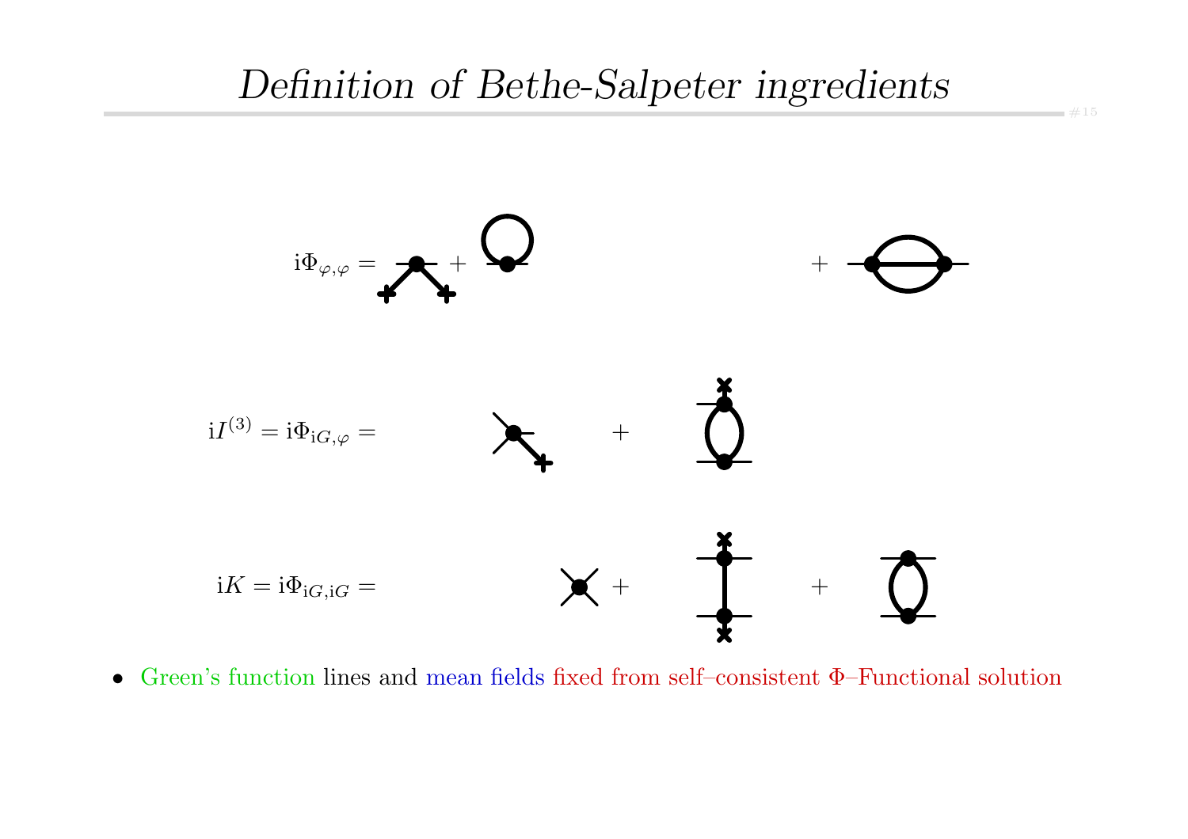# *Definition of Bethe-Salpeter ingredients*

$$\mathrm{i}\Phi_{\varphi,\varphi} = \quad + \quad + $$

$$\mathrm{i}I^{(3)} = \mathrm{i}\Phi_{\mathrm{i}G,\varphi} = \quad + $$

$$\mathrm{i}K = \mathrm{i}\Phi_{\mathrm{i}G,\mathrm{i}G} = \quad + \quad + $$

- Green's function lines and mean fields fixed from self–consistent $\Phi$–Functional solution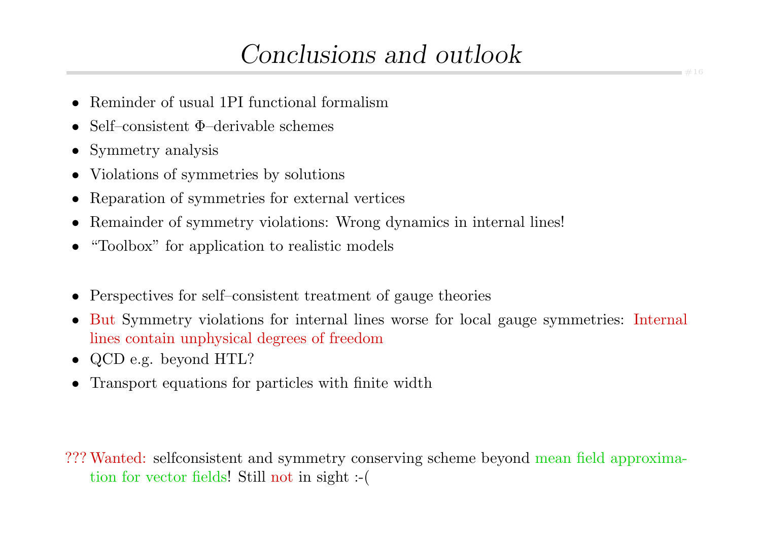# *Conclusions and outlook*

- Reminder of usual 1PI functional formalism
- Self–consistent Φ–derivable schemes
- Symmetry analysis
- Violations of symmetries by solutions
- Reparation of symmetries for external vertices
- Remainder of symmetry violations: Wrong dynamics in internal lines!
- "Toolbox" for application to realistic models

- Perspectives for self–consistent treatment of gauge theories
- But Symmetry violations for internal lines worse for local gauge symmetries: Internal lines contain unphysical degrees of freedom
- QCD e.g. beyond HTL?
- Transport equations for particles with finite width

??? Wanted: selfconsistent and symmetry conserving scheme beyond mean field approximation for vector fields! Still not in sight :-(